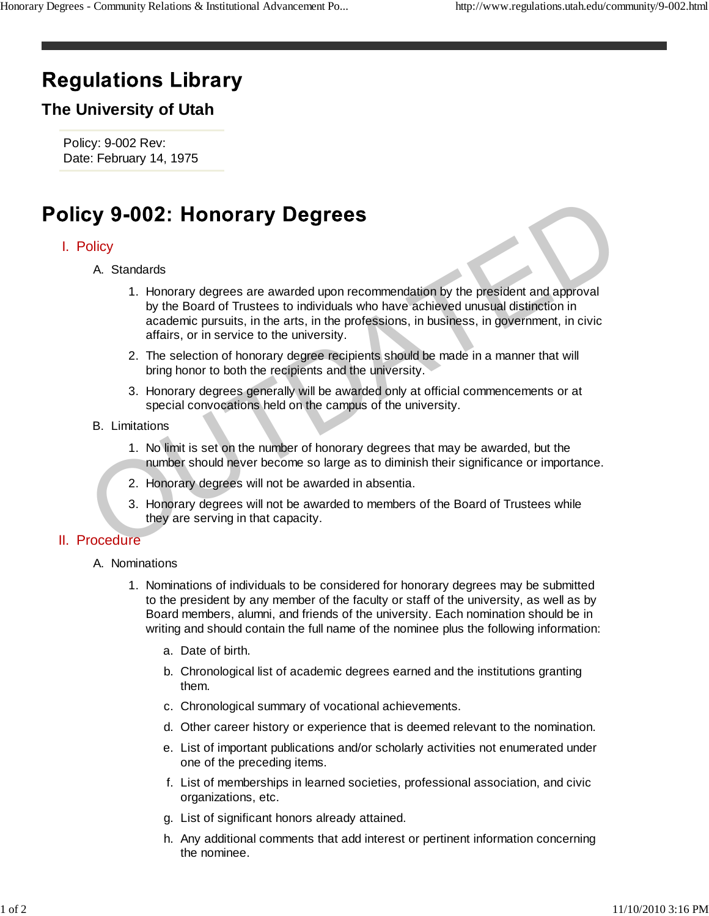# Regulations Library

## The University of Utah

Policy: 9-002 Rev:
Date: February 14, 1975

# Policy 9-002: Honorary Degrees

## I. Policy

A. Standards

1. Honorary degrees are awarded upon recommendation by the president and approval by the Board of Trustees to individuals who have achieved unusual distinction in academic pursuits, in the arts, in the professions, in business, in government, in civic affairs, or in service to the university.
2. The selection of honorary degree recipients should be made in a manner that will bring honor to both the recipients and the university.
3. Honorary degrees generally will be awarded only at official commencements or at special convocations held on the campus of the university.

B. Limitations

1. No limit is set on the number of honorary degrees that may be awarded, but the number should never become so large as to diminish their significance or importance.
2. Honorary degrees will not be awarded in absentia.
3. Honorary degrees will not be awarded to members of the Board of Trustees while they are serving in that capacity.

## II. Procedure

A. Nominations

1. Nominations of individuals to be considered for honorary degrees may be submitted to the president by any member of the faculty or staff of the university, as well as by Board members, alumni, and friends of the university. Each nomination should be in writing and should contain the full name of the nominee plus the following information:
   a. Date of birth.
   b. Chronological list of academic degrees earned and the institutions granting them.
   c. Chronological summary of vocational achievements.
   d. Other career history or experience that is deemed relevant to the nomination.
   e. List of important publications and/or scholarly activities not enumerated under one of the preceding items.
   f. List of memberships in learned societies, professional association, and civic organizations, etc.
   g. List of significant honors already attained.
   h. Any additional comments that add interest or pertinent information concerning the nominee.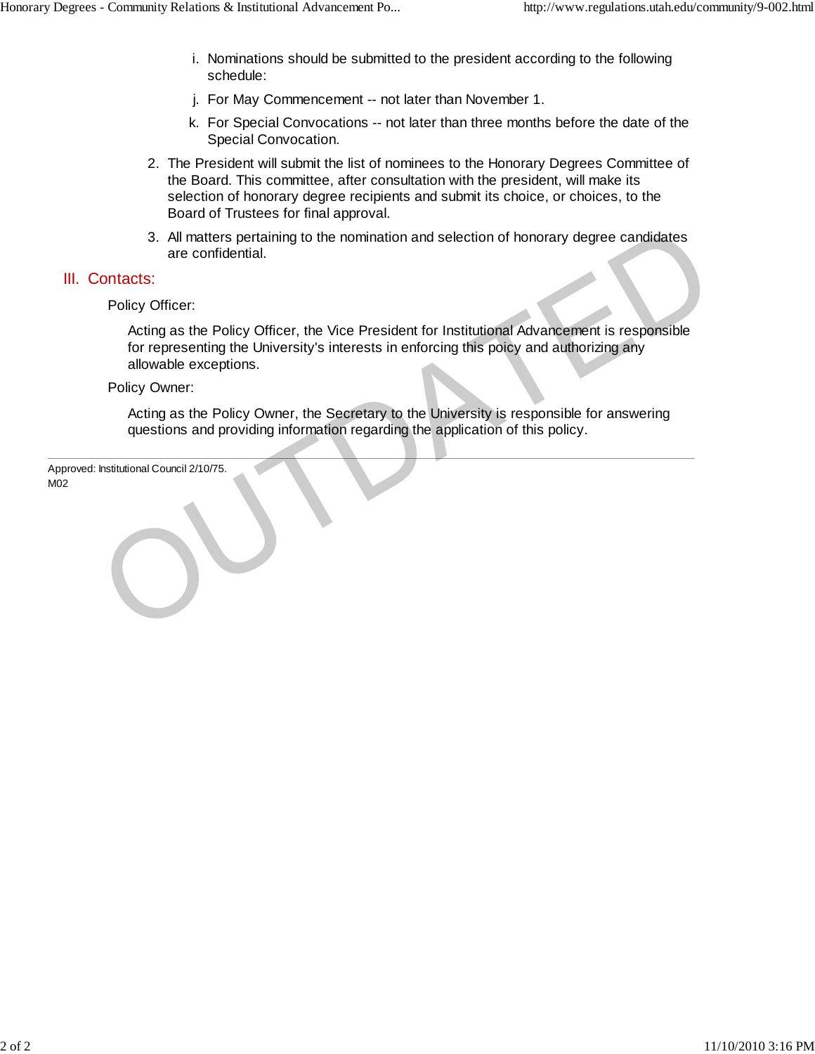i. Nominations should be submitted to the president according to the following schedule:

j. For May Commencement -- not later than November 1.

k. For Special Convocations -- not later than three months before the date of the Special Convocation.

2. The President will submit the list of nominees to the Honorary Degrees Committee of the Board. This committee, after consultation with the president, will make its selection of honorary degree recipients and submit its choice, or choices, to the Board of Trustees for final approval.
3. All matters pertaining to the nomination and selection of honorary degree candidates are confidential.

## III. Contacts:

Policy Officer:

Acting as the Policy Officer, the Vice President for Institutional Advancement is responsible for representing the University's interests in enforcing this poicy and authorizing any allowable exceptions.

Policy Owner:

Acting as the Policy Owner, the Secretary to the University is responsible for answering questions and providing information regarding the application of this policy.

---

Approved: Institutional Council 2/10/75.
M02

OUTDATED